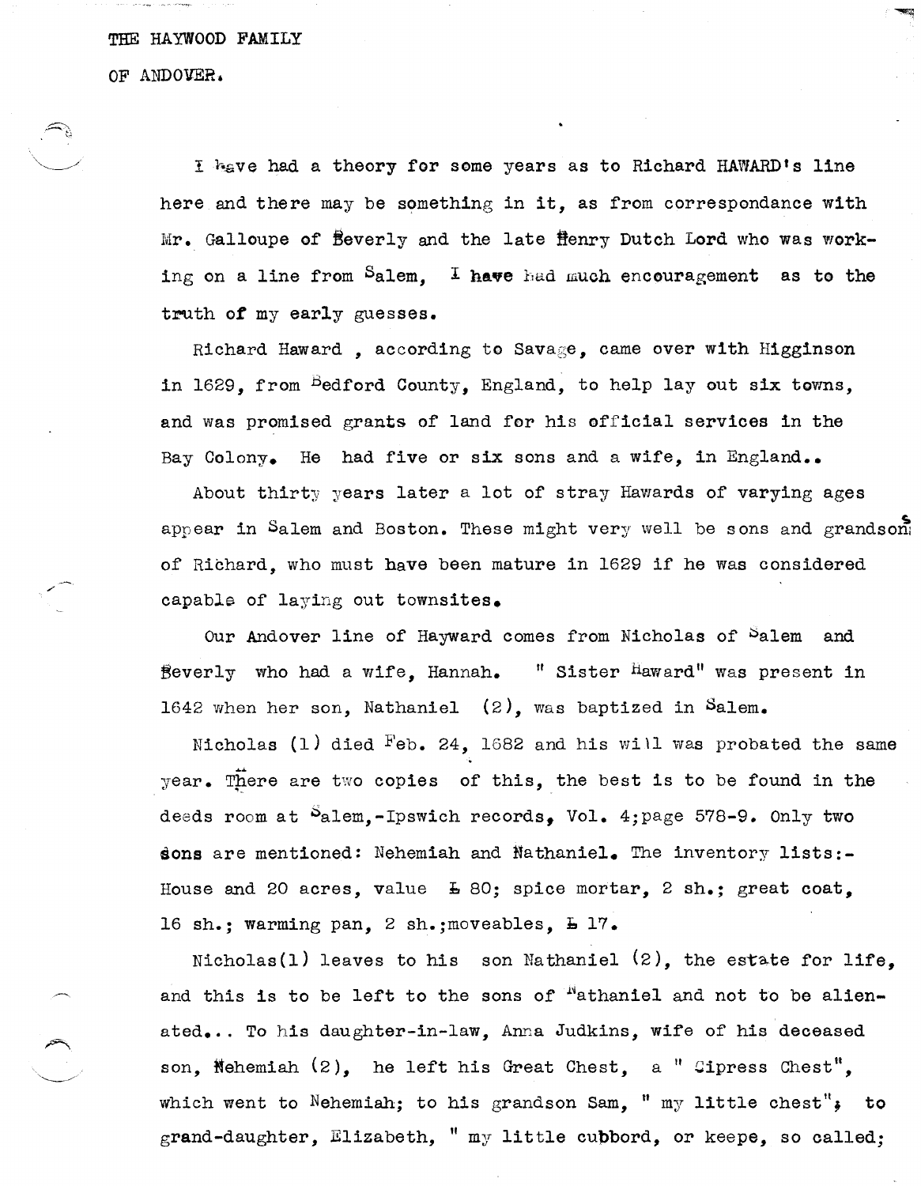THE HAYWOOD FAMILY

OF ANDOVER.

I have had a theory for some years as to Richard HAWARD's line here and there may be something in it, as from correspondance with Mr. Galloupe of Beverly and the late Henry Dutch Lord who was working on a line from Salem, I have had much encouragement as to the truth of my early guesses.

Richard Haward , according to Savage, came over with Higginson in 1629, from Bedford County, England, to help lay out six towns, and was promised grants of land for his official services in the Bay Colony. He had five or six sons and a wife, in England..

About thirty years later a lot of stray Hawards of varying ages appear in Salem and Boston. These might very well be sons and grandsons of Richard, who must have been mature in 1629 if he was considered capable of laying out townsites.

Our Andover line of Hayward comes from Nicholas of Salem and Beverly who had a wife, Hannah. " Sister Haward" was present in 1642 when her son, Nathaniel (2), was baptized in Salem.

Nicholas (1) died Feb. 24, 1682 and his will was probated the same year. There are two copies of this, the best is to be found in the deeds room at Salem,-Ipswich records, Vol. 4;page 578-9. Only two sons are mentioned: Nehemiah and Nathaniel. The inventory lists:- House and 20 acres, value £ 80; spice mortar, 2 sh.; great coat, 16 sh.; warming pan, 2 sh.;moveables, £ 17.

Nicholas(1) leaves to his son Nathaniel (2), the estate for life, and this is to be left to the sons of Nathaniel and not to be alienated... To his daughter-in-law, Anna Judkins, wife of his deceased son, Nehemiah (2), he left his Great Chest, a " Cipress Chest", which went to Nehemiah; to his grandson Sam, " my little chest"; to grand-daughter, Elizabeth, " my little cubbord, or keepe, so called;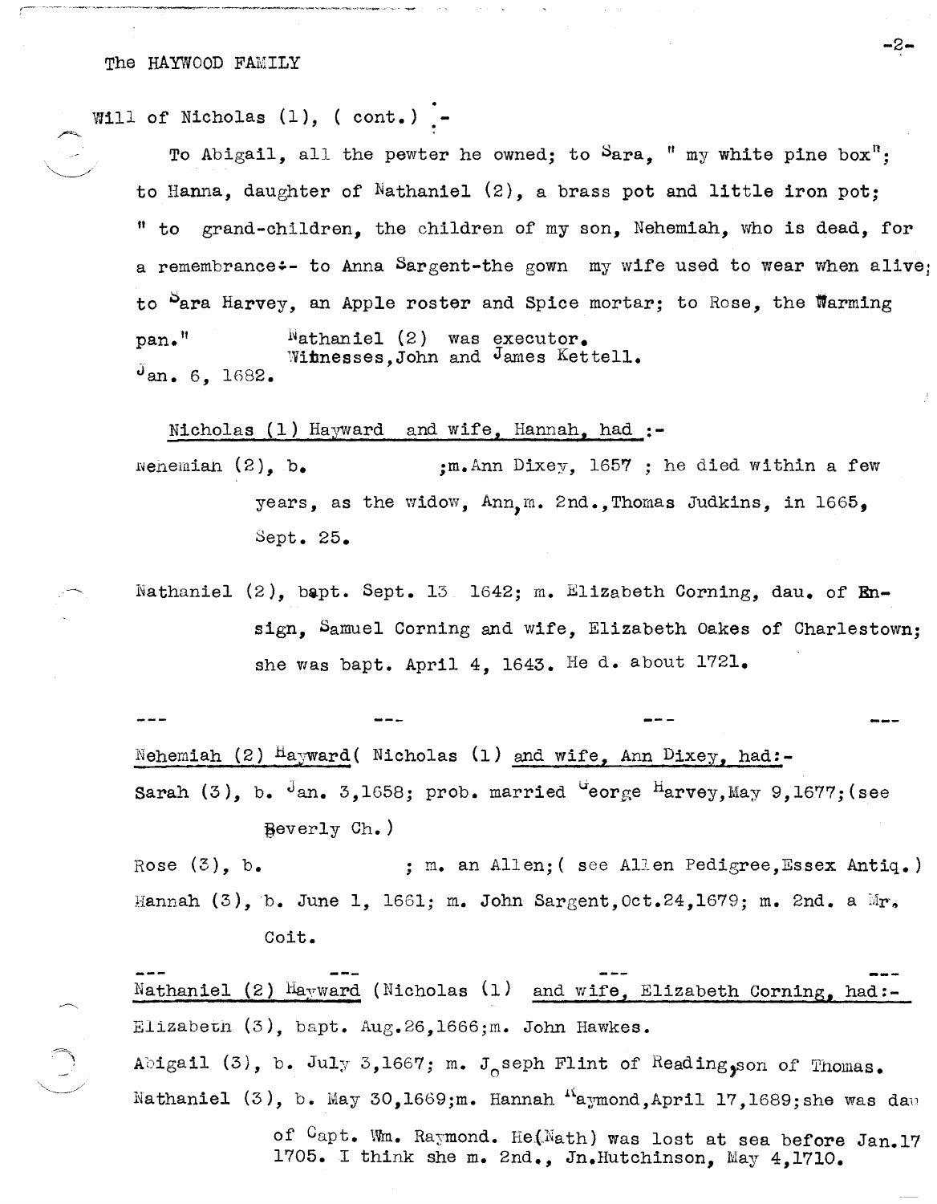The HAYWOOD FAMILY

Will of Nicholas (1), ( cont.) :-

To Abigail, all the pewter he owned; to Sara, " my white pine box"; to Hanna, daughter of Nathaniel (2), a brass pot and little iron pot; " to grand-children, the children of my son, Nehemiah, who is dead, for a remembrance:- to Anna Sargent-the gown my wife used to wear when alive; to Sara Harvey, an Apple roster and Spice mortar; to Rose, the Warming pan." Nathaniel (2) was executor. Witnesses, John and James Kettell.

Jan. 6, 1682.

<u>Nicholas (1) Hayward and wife, Hannah, had</u> :-

Nehemiah (2), b. ;m.Ann Dixey, 1657 ; he died within a few years, as the widow, Ann, m. 2nd., Thomas Judkins, in 1665, Sept. 25.

Nathaniel (2), bapt. Sept. 13 1642; m. Elizabeth Corning, dau. of Ensign, Samuel Corning and wife, Elizabeth Oakes of Charlestown; she was bapt. April 4, 1643. He d. about 1721.

--- --- --- ---

<u>Nehemiah (2) Hayward</u>( Nicholas (1) <u>and wife, Ann Dixey, had</u>:-

Sarah (3), b. Jan. 3,1658; prob. married George Harvey,May 9,1677;(see Beverly Ch.)

Rose (3), b. ; m. an Allen;( see Allen Pedigree,Essex Antiq.)

Hannah (3), b. June 1, 1661; m. John Sargent,Oct.24,1679; m. 2nd. a Mr. Coit.

--- --- --- ---

<u>Nathaniel (2) Hayward</u> (Nicholas (1) <u>and wife, Elizabeth Corning, had</u>:-

Elizabeth (3), bapt. Aug.26,1666;m. John Hawkes.

Abigail (3), b. July 3,1667; m. Joseph Flint of Reading,son of Thomas.

Nathaniel (3), b. May 30,1669;m. Hannah Raymond,April 17,1689;she was dau of Capt. Wm. Raymond. He(Nath) was lost at sea before Jan.17 1705. I think she m. 2nd., Jn.Hutchinson, May 4,1710.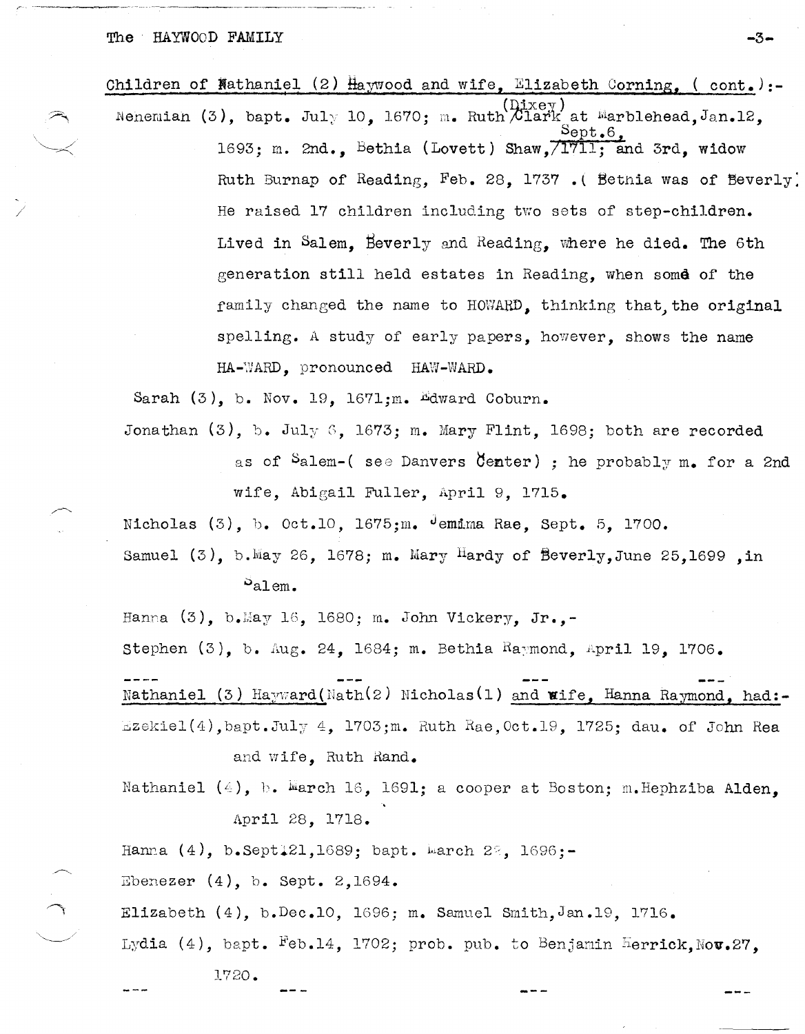Children of Nathaniel (2) Haywood and wife, Elizabeth Corning, ( cont.):-

Nehemiah (3), bapt. July 10, 1670; m. Ruth (Dixey) Clark at Marblehead, Jan.12, 1693; m. 2nd., Bethia (Lovett) Shaw, Sept.6, 1711; and 3rd, widow Ruth Burnap of Reading, Feb. 28, 1737 .( Bethia was of Beverly) He raised 17 children including two sets of step-children. Lived in Salem, Beverly and Reading, where he died. The 6th generation still held estates in Reading, when some of the family changed the name to HOWARD, thinking that, the original spelling. A study of early papers, however, shows the name HA-WARD, pronounced HAW-WARD.

Sarah (3), b. Nov. 19, 1671;m. Edward Coburn.

Jonathan (3), b. July 6, 1673; m. Mary Flint, 1698; both are recorded as of Salem-( see Danvers Center) ; he probably m. for a 2nd wife, Abigail Fuller, April 9, 1715.

Nicholas (3), b. Oct.10, 1675;m. Jemima Rae, Sept. 5, 1700.

Samuel (3), b.May 26, 1678; m. Mary Hardy of Beverly, June 25,1699 ,in Salem.

Hanna (3), b.May 16, 1680; m. John Vickery, Jr.,-

Stephen (3), b. Aug. 24, 1684; m. Bethia Raymond, April 19, 1706.

---

Nathaniel (3) Hayward(Nath(2) Nicholas(1) and wife, Hanna Raymond, had:-

Ezekiel(4), bapt.July 4, 1703;m. Ruth Rae, Oct.19, 1725; dau. of John Rea and wife, Ruth Rand.

Nathaniel (4), b. March 16, 1691; a cooper at Boston; m.Hephziba Alden, April 28, 1718.

Hanna (4), b.Sept.21,1689; bapt. March 22, 1696;-

Ebenezer (4), b. Sept. 2,1694.

Elizabeth (4), b.Dec.10, 1696; m. Samuel Smith, Jan.19, 1716.

Lydia (4), bapt. Feb.14, 1702; prob. pub. to Benjamin Herrick, Nov.27, 1720.

---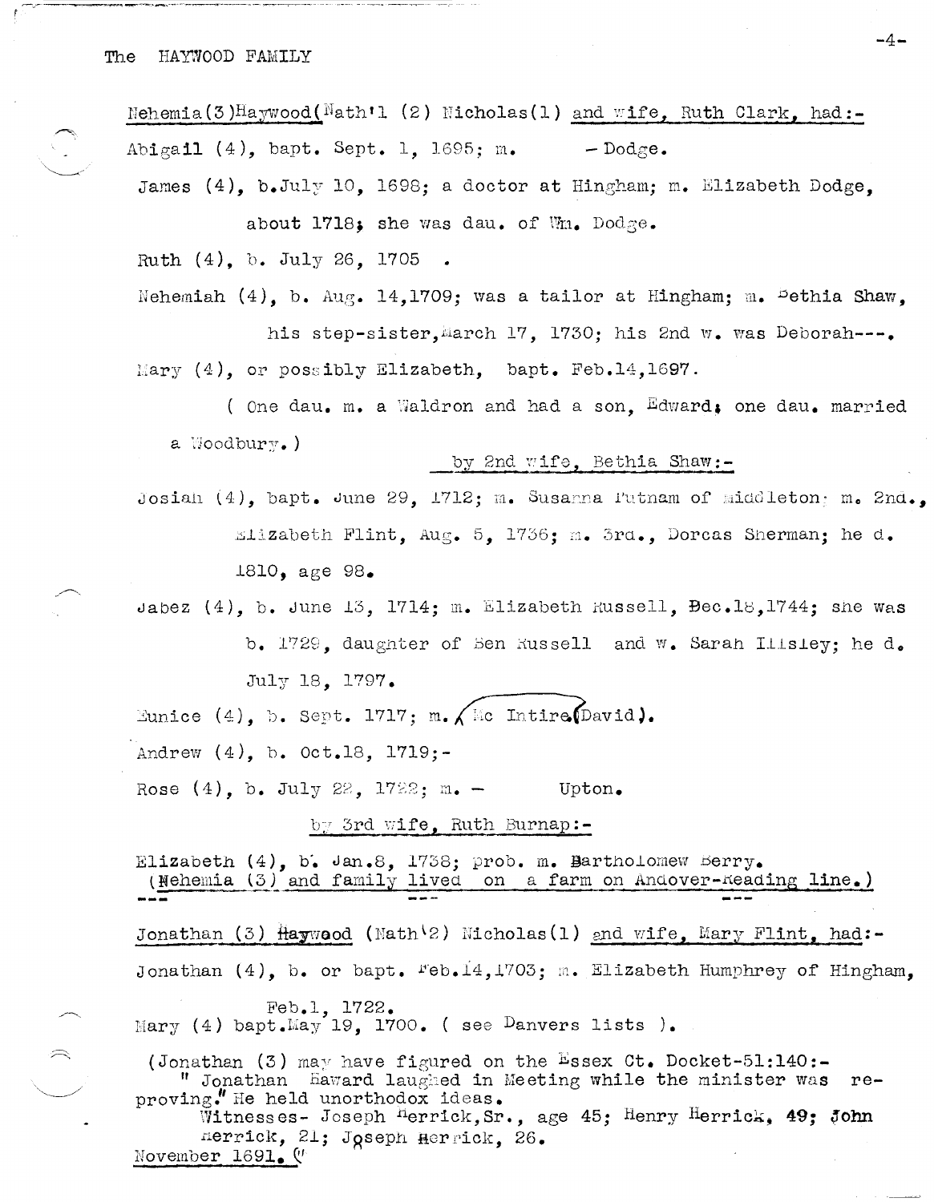Nehemia(3)Haywood(Nath'l (2) Nicholas(1) and wife, Ruth Clark, had:-

Abigail (4), bapt. Sept. 1, 1695; m. — Dodge.

James (4), b.July 10, 1698; a doctor at Hingham; m. Elizabeth Dodge, about 1718; she was dau. of Wm. Dodge.

Ruth (4), b. July 26, 1705 .

Nehemiah (4), b. Aug. 14,1709; was a tailor at Hingham; m. Bethia Shaw, his step-sister, March 17, 1730; his 2nd w. was Deborah---.

Mary (4), or possibly Elizabeth, bapt. Feb.14,1697.

( One dau. m. a Waldron and had a son, Edward; one dau. married a Woodbury.)

by 2nd wife, Bethia Shaw:-

Josiah (4), bapt. June 29, 1712; m. Susanna Putnam of Middleton; m. 2nd., Elizabeth Flint, Aug. 5, 1736; m. 3rd., Dorcas Sherman; he d. 1810, age 98.

Jabez (4), b. June 13, 1714; m. Elizabeth Russell, Dec.18,1744; she was b. 1729, daughter of Ben Russell and w. Sarah Ilsley; he d. July 18, 1797.

Eunice (4), b. Sept. 1717; m. Mc Intire(David).

Andrew (4), b. Oct.18, 1719;-

Rose (4), b. July 22, 1722; m. — Upton.

by 3rd wife, Ruth Burnap:-

Elizabeth (4), b. Jan.8, 1738; prob. m. Bartholomew Berry.
(Nehemia (3) and family lived on a farm on Andover-Reading line.)

--- --- ---

Jonathan (3) Haywood (Nath'l2) Nicholas(1) and wife, Mary Flint, had:-

Jonathan (4), b. or bapt. Feb.14,1703; m. Elizabeth Humphrey of Hingham, Feb.1, 1722.

Mary (4) bapt.May 19, 1700. ( see Danvers lists ).

(Jonathan (3) may have figured on the Essex Ct. Docket-51:140:-
" Jonathan Haward laughed in Meeting while the minister was reproving." He held unorthodox ideas.
Witnesses- Joseph Herrick,Sr., age 45; Henry Herrick, 49; John Herrick, 21; Joseph Herrick, 26.
November 1691."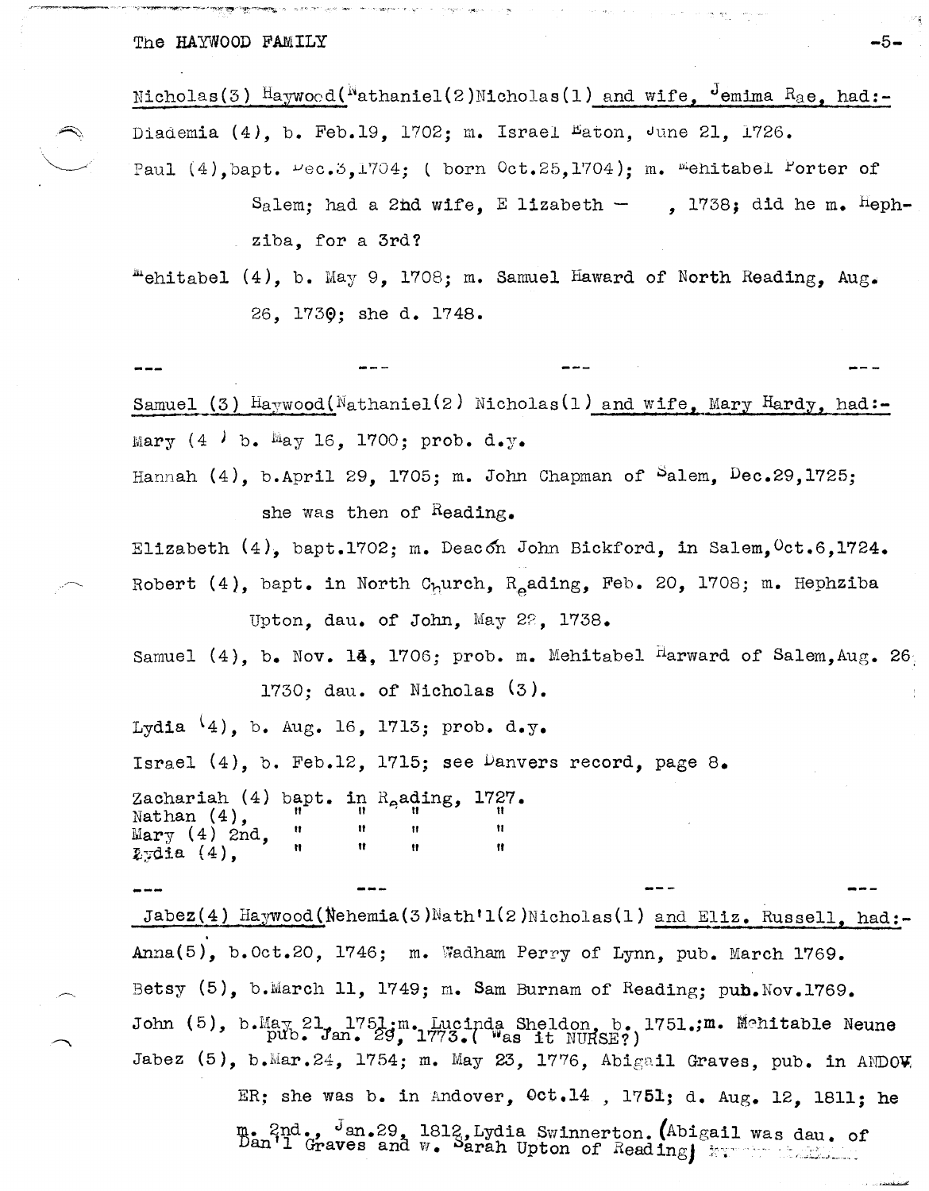Nicholas(3) Haywood(Nathaniel(2)Nicholas(1) and wife, Jemima Rae, had:-

Diademia (4), b. Feb.19, 1702; m. Israel Eaton, June 21, 1726.

Paul (4), bapt. Dec.3,1704; ( born Oct.25,1704); m. Mehitabel Porter of Salem; had a 2nd wife, Elizabeth — , 1738; did he m. Hephziba, for a 3rd?

Mehitabel (4), b. May 9, 1708; m. Samuel Haward of North Reading, Aug. 26, 1730; she d. 1748.

--- --- --- ---

Samuel (3) Haywood(Nathaniel(2) Nicholas(1) and wife, Mary Hardy, had:-

Mary (4) b. May 16, 1700; prob. d.y.

Hannah (4), b.April 29, 1705; m. John Chapman of Salem, Dec.29,1725; she was then of Reading.

Elizabeth (4), bapt.1702; m. Deacon John Bickford, in Salem,Oct.6,1724.

Robert (4), bapt. in North Church, Reading, Feb. 20, 1708; m. Hephziba Upton, dau. of John, May 29, 1738.

Samuel (4), b. Nov. 14, 1706; prob. m. Mehitabel Harward of Salem,Aug. 26, 1730; dau. of Nicholas (3).

Lydia (4), b. Aug. 16, 1713; prob. d.y.

Israel (4), b. Feb.12, 1715; see Danvers record, page 8.

Zachariah (4) bapt. in Reading, 1727.
Nathan (4), " " " "
Mary (4) 2nd, " " " "
Lydia (4), " " " "

--- --- --- ---

Jabez(4) Haywood(Nehemia(3)Nath'l(2)Nicholas(1) and Eliz. Russell, had:-

Anna(5), b.Oct.20, 1746; m. Wadham Perry of Lynn, pub. March 1769.

Betsy (5), b.March 11, 1749; m. Sam Burnam of Reading; pub.Nov.1769.

John (5), b.May 21, 1751;m. Lucinda Sheldon, b. 1751.;m. Mehitable Neune pub. Jan. 29, 1773.( Was it NURSE?)

Jabez (5), b.Mar.24, 1754; m. May 23, 1776, Abigail Graves, pub. in ANDOVER; she was b. in Andover, Oct.14 , 1751; d. Aug. 12, 1811; he m. 2nd., Jan.29, 1812,Lydia Swinnerton. (Abigail was dau. of Dan'l Graves and w. Sarah Upton of Reading)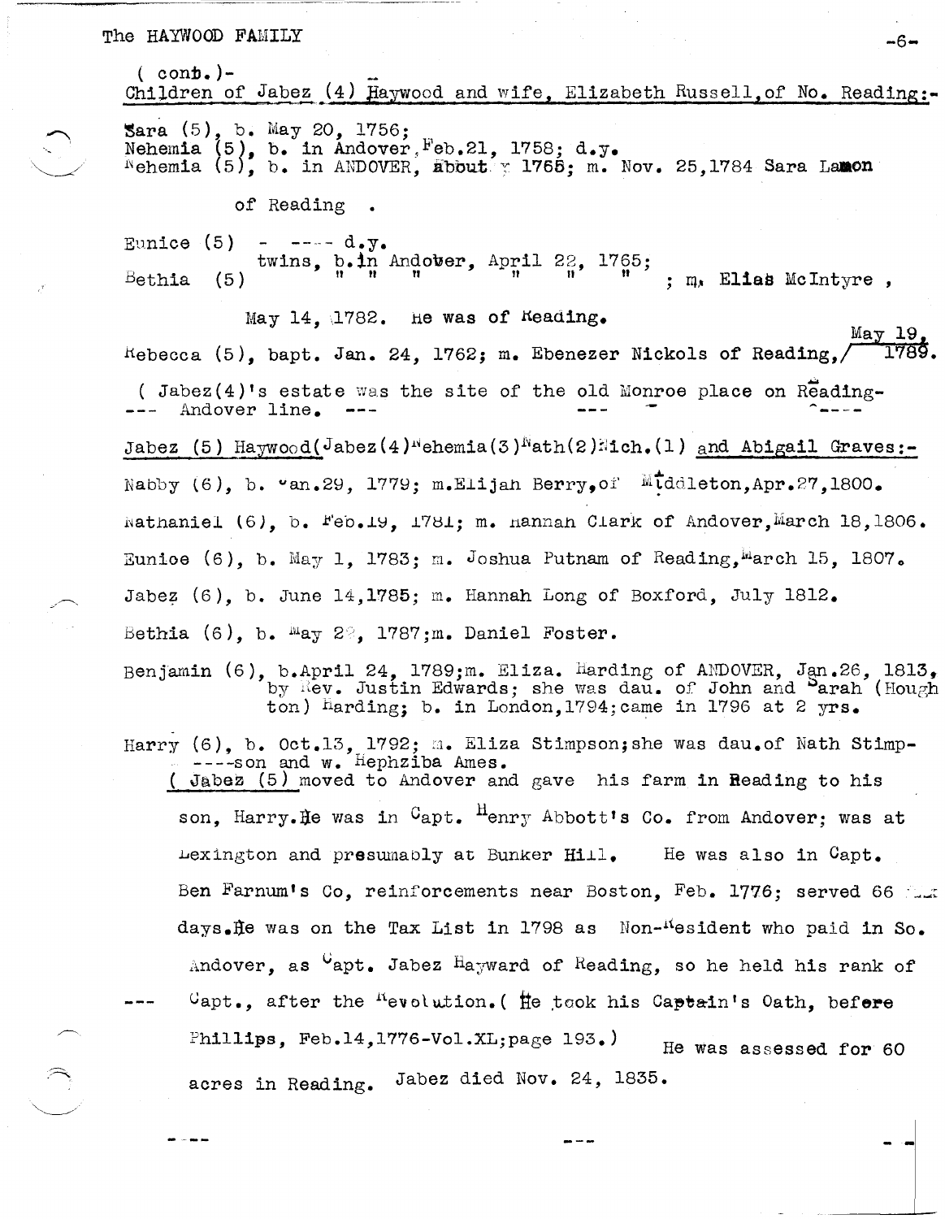( cont.)-
Children of Jabez (4) Haywood and wife, Elizabeth Russell, of No. Reading:-

Sara (5), b. May 20, 1756;
Nehemia (5), b. in Andover, Feb.21, 1758; d.y.
Nehemia (5), b. in ANDOVER, about 1765; m. Nov. 25,1784 Sara Lamon of Reading .

Eunice (5) - ---- d.y.
twins, b. in Andover, April 22, 1765;
Bethia (5) " " " " " " ; m. Elias McIntyre , May 14, 1782. He was of Reading.

Rebecca (5), bapt. Jan. 24, 1762; m. Ebenezer Nickols of Reading, May 19, 1789.

( Jabez(4)'s estate was the site of the old Monroe place on Reading--- Andover line. ---

Jabez (5) Haywood(Jabez(4)Nehemia(3)Nath(2)Rich.(1) and Abigail Graves:-

Nabby (6), b. Jan.29, 1779; m.Elijah Berry,of Middleton,Apr.27,1800.

Nathaniel (6), b. Feb.19, 1781; m. Hannah Clark of Andover,March 18,1806.

Eunice (6), b. May 1, 1783; m. Joshua Putnam of Reading,March 15, 1807.

Jabez (6), b. June 14,1785; m. Hannah Long of Boxford, July 1812.

Bethia (6), b. May 2?, 1787;m. Daniel Foster.

Benjamin (6), b.April 24, 1789;m. Eliza. Harding of ANDOVER, Jan.26, 1813, by Rev. Justin Edwards; she was dau. of John and Sarah (Hough ton) Harding; b. in London,1794;came in 1796 at 2 yrs.

Harry (6), b. Oct.13, 1792; m. Eliza Stimpson;she was dau.of Nath Stimp----son and w. Hephziba Ames.

( Jabez (5) moved to Andover and gave his farm in Reading to his son, Harry.He was in Capt. Henry Abbott's Co. from Andover; was at Lexington and presumably at Bunker Hill. He was also in Capt. Ben Farnum's Co, reinforcements near Boston, Feb. 1776; served 66 days.He was on the Tax List in 1798 as Non-Resident who paid in So. Andover, as Capt. Jabez Hayward of Reading, so he held his rank of Capt., after the Revolution.( He took his Captain's Oath, before Phillips, Feb.14,1776-Vol.XL;page 193.) He was assessed for 60 acres in Reading. Jabez died Nov. 24, 1835.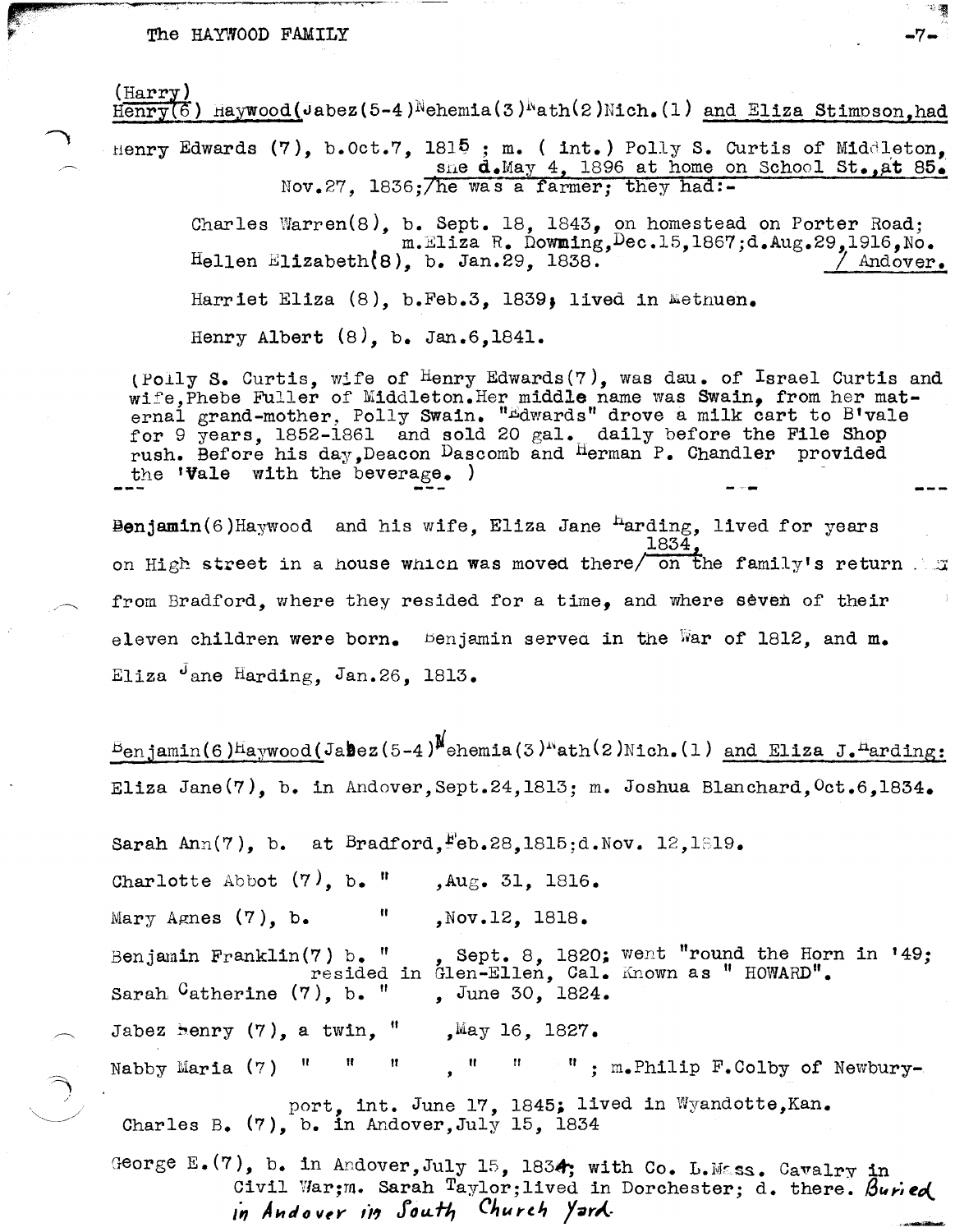(Harry)
Henry(6) Haywood(Jabez(5-4)Nehemia(3)Nath(2)Nich.(1) and Eliza Stimpson, had

Henry Edwards (7), b. Oct.7, 1815 ; m. ( int.) Polly S. Curtis of Middleton, Nov.27, 1836;/she d. May 4, 1896 at home on School St., at 85. he was a farmer; they had:-

Charles Warren(8), b. Sept. 18, 1843, on homestead on Porter Road; m. Eliza R. Downing, Dec.15, 1867; d. Aug.29, 1916, No. Andover.

Hellen Elizabeth(8), b. Jan.29, 1838.

Harriet Eliza (8), b. Feb.3, 1839; lived in Methuen.

Henry Albert (8), b. Jan.6, 1841.

(Polly S. Curtis, wife of Henry Edwards(7), was dau. of Israel Curtis and wife, Phebe Fuller of Middleton. Her middle name was Swain, from her maternal grand-mother, Polly Swain. "Edwards" drove a milk cart to B'vale for 9 years, 1852-1861 and sold 20 gal. daily before the File Shop rush. Before his day, Deacon Dascomb and Herman P. Chandler provided the 'Vale with the beverage. )

---

Benjamin(6) Haywood and his wife, Eliza Jane Harding, lived for years on High street in a house which was moved there/ on the family's return 1834, from Bradford, where they resided for a time, and where seven of their eleven children were born. Benjamin served in the War of 1812, and m. Eliza Jane Harding, Jan.26, 1813.

Benjamin(6) Haywood(Jabez(5-4)Nehemia(3)Nath(2)Nich.(1) and Eliza J. Harding:

Eliza Jane(7), b. in Andover, Sept.24, 1813; m. Joshua Blanchard, Oct.6, 1834.

Sarah Ann(7), b. at Bradford, Feb.28, 1815; d. Nov. 12, 1819.

Charlotte Abbot (7), b. " , Aug. 31, 1816.

Mary Agnes (7), b. " , Nov.12, 1818.

Benjamin Franklin(7) b. " , Sept. 8, 1820; went "round the Horn in '49; resided in Glen-Ellen, Cal. Known as " HOWARD".

Sarah Catherine (7), b. " , June 30, 1824.

Jabez Henry (7), a twin, " , May 16, 1827.

Nabby Maria (7) " " " , " " " ; m. Philip F. Colby of Newburyport, int. June 17, 1845; lived in Wyandotte, Kan.

Charles B. (7), b. in Andover, July 15, 1834

George E.(7), b. in Andover, July 15, 1834; with Co. L. Mass. Cavalry in Civil War; m. Sarah Taylor; lived in Dorchester; d. there. *Buried in Andover in South Church Yard.*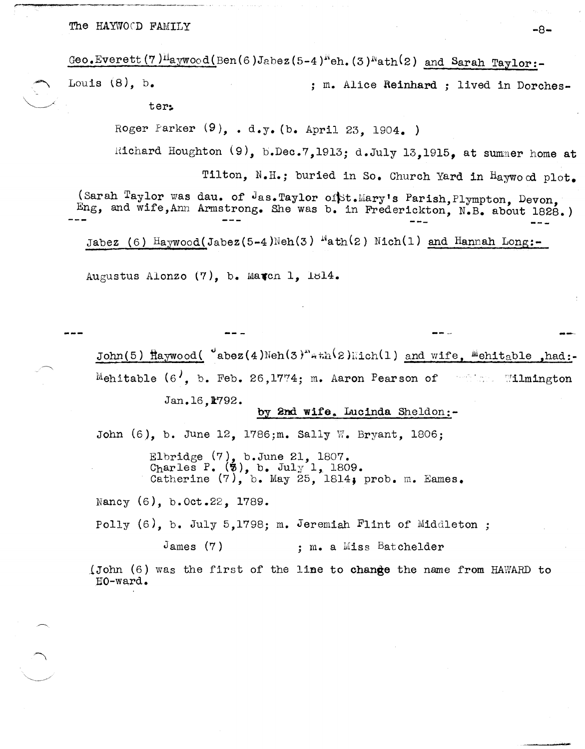Geo.Everett (7) Haywood (Ben (6) Jabez (5-4) Neh. (3) Nath (2) and Sarah Taylor:-

Louis (8), b. ; m. Alice Reinhard ; lived in Dorchester.

Roger Parker (9), . d.y. (b. April 23, 1904. )

Richard Houghton (9), b.Dec.7,1913; d.July 13,1915, at summer home at Tilton, N.H.; buried in So. Church Yard in Haywood plot.

(Sarah Taylor was dau. of Jas.Taylor of St.Mary's Parish, Plympton, Devon, Eng, and wife, Ann Armstrong. She was b. in Frederickton, N.B. about 1828.)

--- --- --- ---

Jabez (6) Haywood (Jabez (5-4) Neh (3) Nath (2) Nich (1) and Hannah Long:-

Augustus Alonzo (7), b. March 1, 1814.

--- --- --- ---

John (5) Haywood ( Jabez (4) Neh (3) Nath (2) Nich (1) and wife, Mehitable ,had:-

Mehitable (6), b. Feb. 26,1774; m. Aaron Pearson of Wilmington Jan.16,1792.

by 2nd wife, Lucinda Sheldon:-

John (6), b. June 12, 1786; m. Sally W. Bryant, 1806;

Elbridge (7), b.June 21, 1807.
Charles P. (7), b. July 1, 1809.
Catherine (7), b. May 25, 1814; prob. m. Eames.

Nancy (6), b.Oct.22, 1789.

Polly (6), b. July 5,1798; m. Jeremiah Flint of Middleton ;

James (7) ; m. a Miss Batchelder

(John (6) was the first of the line to change the name from HAWARD to HO-ward.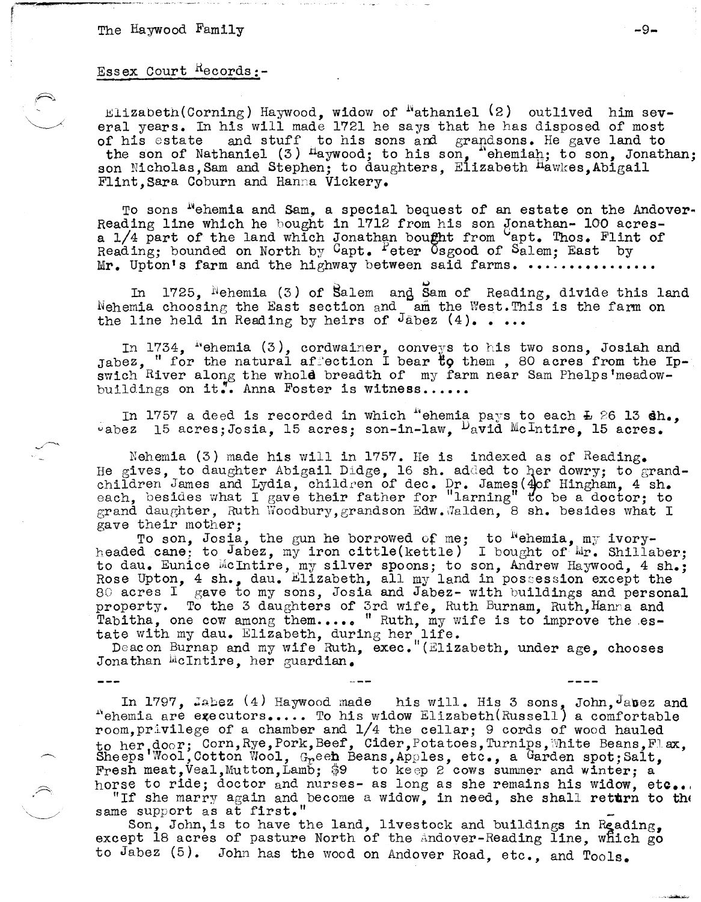## Essex Court Records:-

Elizabeth(Corning) Haywood, widow of Nathaniel (2) outlived him several years. In his will made 1721 he says that he has disposed of most of his estate and stuff to his sons and grandsons. He gave land to the son of Nathaniel (3) Haywood; to his son, Nehemiah; to son, Jonathan; son Nicholas, Sam and Stephen; to daughters, Elizabeth Hawkes, Abigail Flint, Sara Coburn and Hanna Vickery.

To sons Nehemia and Sam, a special bequest of an estate on the Andover-Reading line which he bought in 1712 from his son Jonathan- 100 acres- a 1/4 part of the land which Jonathan bought from Capt. Thos. Flint of Reading; bounded on North by Capt. Peter Osgood of Salem; East by Mr. Upton's farm and the highway between said farms. ...............

In 1725, Nehemia (3) of Salem and Sam of Reading, divide this land Nehemia choosing the East section and am the West. This is the farm on the line held in Reading by heirs of Jabez (4). . ...

In 1734, Nehemia (3), cordwainer, conveys to his two sons, Josiah and Jabez, " for the natural affection I bear to them , 80 acres from the Ipswich River along the whole breadth of my farm near Sam Phelps'meadow- buildings on it.". Anna Foster is witness......

In 1757 a deed is recorded in which Nehemia pays to each £ 26 13 sh., Jabez 15 acres; Josia, 15 acres; son-in-law, David McIntire, 15 acres.

Nehemia (3) made his will in 1757. He is indexed as of Reading. He gives, to daughter Abigail Didge, 16 sh. added to her dowry; to grandchildren James and Lydia, children of dec. Dr. James(4)of Hingham, 4 sh. each, besides what I gave their father for "larning" to be a doctor; to grand daughter, Ruth Woodbury, grandson Edw. Walden, 8 sh. besides what I gave their mother;

To son, Josia, the gun he borrowed of me; to Nehemia, my ivory-headed cane; to Jabez, my iron cittle(kettle) I bought of Mr. Shillaber; to dau. Eunice McIntire, my silver spoons; to son, Andrew Haywood, 4 sh.; Rose Upton, 4 sh., dau. Elizabeth, all my land in possession except the 80 acres I gave to my sons, Josia and Jabez- with buildings and personal property. To the 3 daughters of 3rd wife, Ruth Burnam, Ruth, Hanna and Tabitha, one cow among them..... " Ruth, my wife is to improve the estate with my dau. Elizabeth, during her life.

Deacon Burnap and my wife Ruth, exec."(Elizabeth, under age, chooses Jonathan McIntire, her guardian.

--- --- ----

In 1797, Jabez (4) Haywood made his will. His 3 sons, John, Jabez and Nehemia are executors..... To his widow Elizabeth(Russell) a comfortable room, privilege of a chamber and 1/4 the cellar; 9 cords of wood hauled to her door; Corn, Rye, Pork, Beef, Cider, Potatoes, Turnips, White Beans, Flax, Sheeps'Wool, Cotton Wool, Green Beans, Apples, etc., a Garden spot; Salt, Fresh meat, Veal, Mutton, Lamb; $9 to keep 2 cows summer and winter; a horse to ride; doctor and nurses- as long as she remains his widow, etc...

"If she marry again and become a widow, in need, she shall return to the same support as at first."

Son, John, is to have the land, livestock and buildings in Reading, except 18 acres of pasture North of the Andover-Reading line, which go to Jabez (5). John has the wood on Andover Road, etc., and Tools.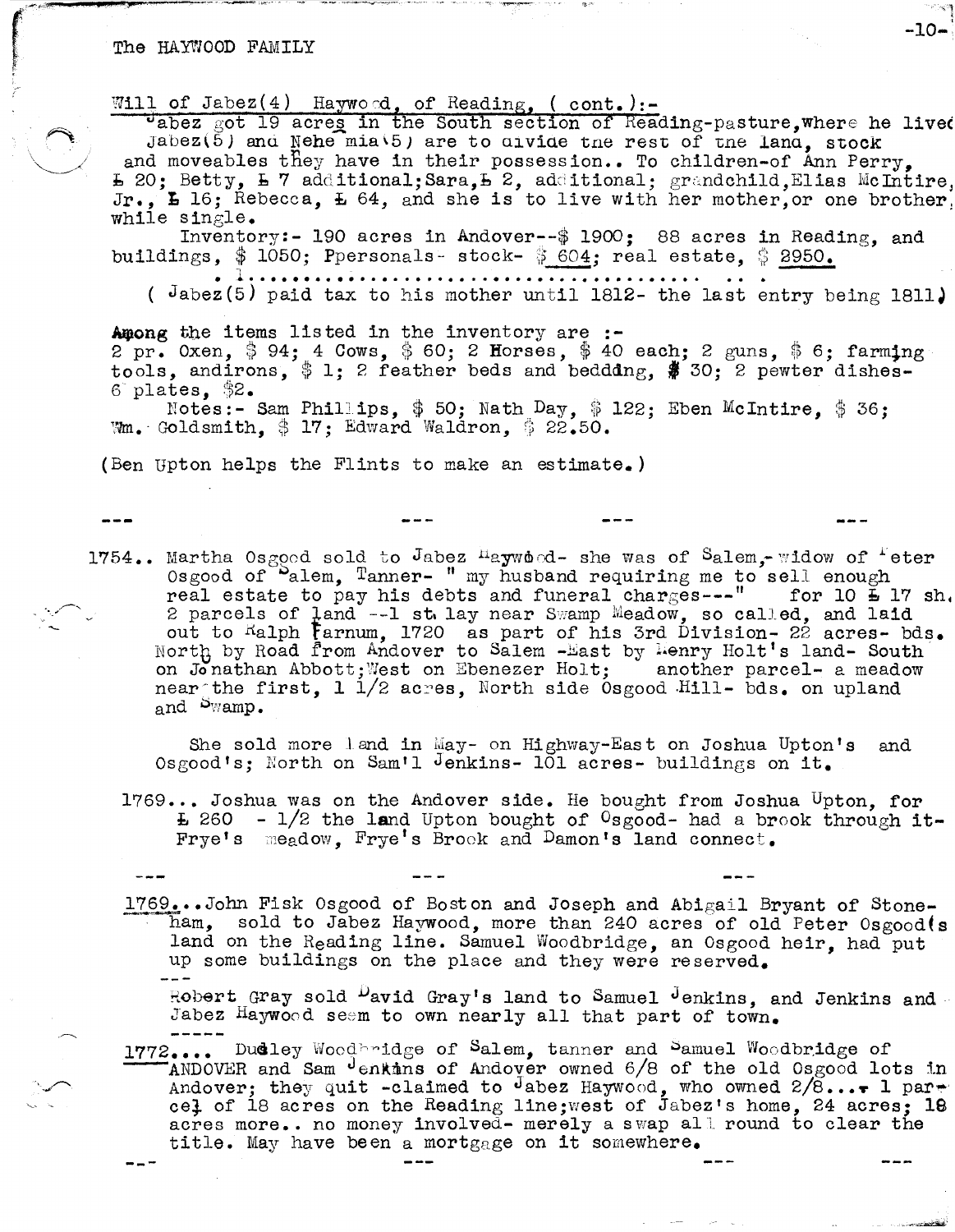The HAYWOOD FAMILY

Will of Jabez(4) Haywood, of Reading, ( cont.):-

Jabez got 19 acres in the South section of Reading-pasture, where he lived Jabez(5) and Nehemia(5) are to divide the rest of the land, stock and moveables they have in their possession.. To children-of Ann Perry, £ 20; Betty, £ 7 additional; Sara, £ 2, additional; grandchild, Elias McIntire, Jr., £ 16; Rebecca, £ 64, and she is to live with her mother, or one brother, while single.

Inventory:- 190 acres in Andover--$ 1900; 88 acres in Reading, and buildings, $ 1050; Ppersonals- stock- $ 604; real estate, $ 2950.

. 1. .........................................

( Jabez(5) paid tax to his mother until 1812- the last entry being 1811)

**Among** the items listed in the inventory are :-
2 pr. Oxen, $ 94; 4 Cows, $ 60; 2 Horses, $ 40 each; 2 guns, $ 6; farming tools, andirons, $ 1; 2 feather beds and bedding, $ 30; 2 pewter dishes- 6 plates, $2.

Notes:- Sam Phillips, $ 50; Nath Day, $ 122; Eben McIntire, $ 36; Wm. Goldsmith, $ 17; Edward Waldron, $ 22.50.

(Ben Upton helps the Flints to make an estimate.)

--- --- --- ---

1754.. Martha Osgood sold to Jabez Haywood- she was of Salem,- widow of Peter Osgood of Salem, Tanner- " my husband requiring me to sell enough real estate to pay his debts and funeral charges---" for 10 £ 17 sh. 2 parcels of land --1 st. lay near Swamp Meadow, so called, and laid out to Ralph Farnum, 1720 as part of his 3rd Division- 22 acres- bds. North by Road from Andover to Salem -East by Henry Holt's land- South on Jonathan Abbott; West on Ebenezer Holt; another parcel- a meadow near the first, 1 1/2 acres, North side Osgood Hill- bds. on upland and Swamp.

She sold more land in May- on Highway-East on Joshua Upton's and Osgood's; North on Sam'l Jenkins- 101 acres- buildings on it.

1769... Joshua was on the Andover side. He bought from Joshua Upton, for £ 260 - 1/2 the land Upton bought of Osgood- had a brook through it- Frye's meadow, Frye's Brook and Damon's land connect.

--- --- ---

1769...John Fisk Osgood of Boston and Joseph and Abigail Bryant of Stoneham, sold to Jabez Haywood, more than 240 acres of old Peter Osgood's land on the Reading line. Samuel Woodbridge, an Osgood heir, had put up some buildings on the place and they were reserved.

---

Robert Gray sold David Gray's land to Samuel Jenkins, and Jenkins and Jabez Haywood seem to own nearly all that part of town.

-----

1772.... Dudley Woodbridge of Salem, tanner and Samuel Woodbridge of ANDOVER and Sam Jenkins of Andover owned 6/8 of the old Osgood lots in Andover; they quit -claimed to Jabez Haywood, who owned 2/8...- 1 parcel of 18 acres on the Reading line; west of Jabez's home, 24 acres; 18 acres more.. no money involved- merely a swap all round to clear the title. May have been a mortgage on it somewhere.

--- --- --- ---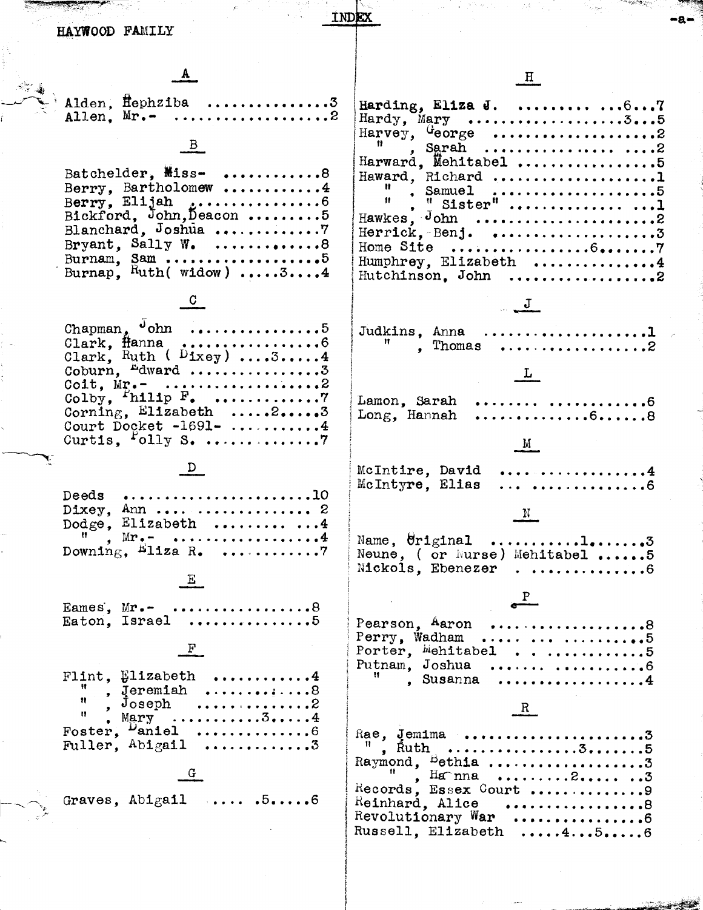HAYWOOD FAMILY

# INDEX

## A

Alden, Hephziba ...............3
Allen, Mr.- ...................2

## B

Batchelder, Miss- ............8
Berry, Bartholomew ............4
Berry, Elijah .................6
Bickford, John, Deacon ........5
Blanchard, Joshua .............7
Bryant, Sally W. ..............8
Burnam, Sam ...................5
Burnap, Ruth( widow) ....3....4

## C

Chapman, John .................5
Clark, Hanna ..................6
Clark, Ruth ( Dixey) ....3.....4
Coburn, Edward ................3
Coit, Mr.- ....................2
Colby, Philip F. ..............7
Corning, Elizabeth .....2.....3
Court Docket -1691- ...........4
Curtis, Polly S. ..............7

## D

Deeds .........................10
Dixey, Ann .................... 2
Dodge, Elizabeth ..............4
" , Mr.- ......................4
Downing, Eliza R. .............7

## E

Eames, Mr.- ...................8
Eaton, Israel .................5

## F

Flint, Elizabeth ..............4
" , Jeremiah ..................8
" , Joseph ....................2
" , Mary ...........3.....4
Foster, Daniel ................6
Fuller, Abigail ...............3

## G

Graves, Abigail .... .5.....6

## H

Harding, Eliza J. ..........6...7
Hardy, Mary ...............3...5
Harvey, George ................2
" , Sarah .....................2
Harward, Mehitabel ............5
Haward, Richard ...............1
" , Samuel ....................5
" , " Sister" .................1
Hawkes, John ..................2
Herrick, Benj. ................3
Home Site ..............6.......7
Humphrey, Elizabeth ...........4
Hutchinson, John ..............2

## J

Judkins, Anna .................1
" , Thomas ....................2

## L

Lamon, Sarah ..................6
Long, Hannah ..........6......8

## M

McIntire, David ...............4
McIntyre, Elias ...............6

## N

Name, Original ..........1.......3
Neune, ( or Nurse) Mehitabel ......5
Nickols, Ebenezer .............6

## P

Pearson, Aaron ................8
Perry, Wadham .................5
Porter, Mehitabel .............5
Putnam, Joshua ................6
" , Susanna ...................4

## R

Rae, Jemima ...................3
" , Ruth ..............3......5
Raymond, Bethia ...............3
" , Hannna ..........2..... ..3
Records, Essex Court ..........9
Reinhard, Alice ...............8
Revolutionary War .............6
Russell, Elizabeth .....4...5.....6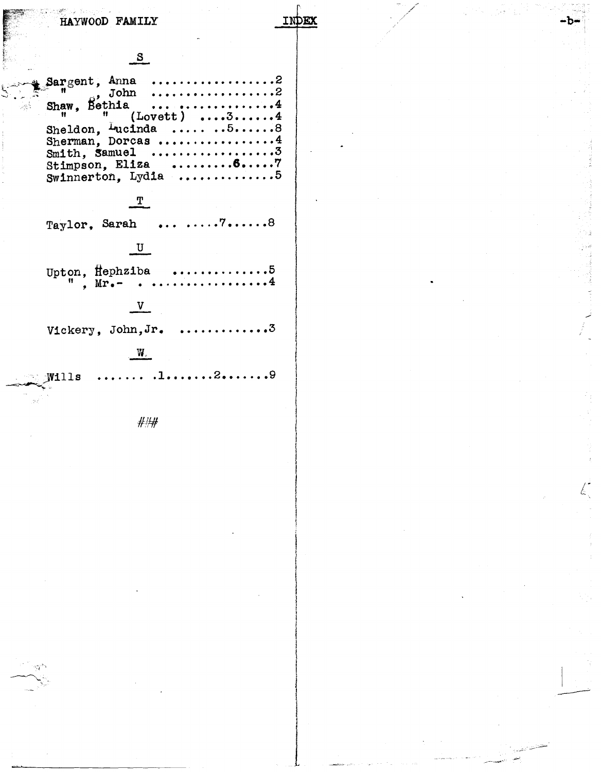HAYWOOD FAMILY — INDEX

## S

Sargent, Anna ..................2
" , John ..................2
Shaw, Bethia ..................4
" " (Lovett) ....3......4
Sheldon, Lucinda ..... ..5......8
Sherman, Dorcas ................4
Smith, Samuel ..................3
Stimpson, Eliza .........6.....7
Swinnerton, Lydia ..............5

## T

Taylor, Sarah ... .....7......8

## U

Upton, Hephziba ..............5
" , Mr.- . ................4

## V

Vickery, John, Jr. .............3

## W

Wills ....... .1.......2.......9

###